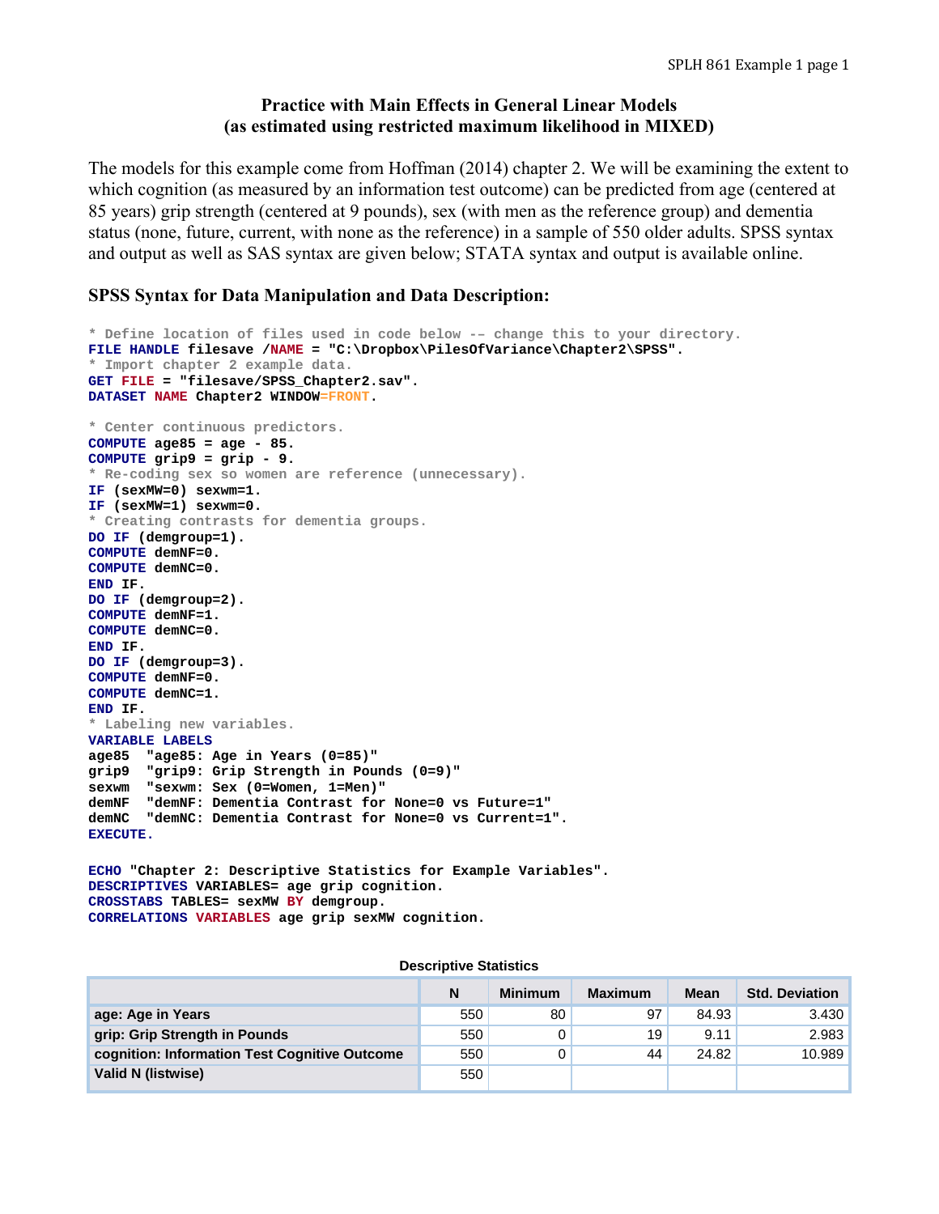# Practice with Main Effects in General Linear Models
# (as estimated using restricted maximum likelihood in MIXED)

The models for this example come from Hoffman (2014) chapter 2. We will be examining the extent to which cognition (as measured by an information test outcome) can be predicted from age (centered at 85 years) grip strength (centered at 9 pounds), sex (with men as the reference group) and dementia status (none, future, current, with none as the reference) in a sample of 550 older adults. SPSS syntax and output as well as SAS syntax are given below; STATA syntax and output is available online.

## SPSS Syntax for Data Manipulation and Data Description:

```
* Define location of files used in code below -- change this to your directory.
FILE HANDLE filesave /NAME = "C:\Dropbox\PilesOfVariance\Chapter2\SPSS".
* Import chapter 2 example data.
GET FILE = "filesave/SPSS_Chapter2.sav".
DATASET NAME Chapter2 WINDOW=FRONT.

* Center continuous predictors.
COMPUTE age85 = age - 85.
COMPUTE grip9 = grip - 9.
* Re-coding sex so women are reference (unnecessary).
IF (sexMW=0) sexwm=1.
IF (sexMW=1) sexwm=0.
* Creating contrasts for dementia groups.
DO IF (demgroup=1).
COMPUTE demNF=0.
COMPUTE demNC=0.
END IF.
DO IF (demgroup=2).
COMPUTE demNF=1.
COMPUTE demNC=0.
END IF.
DO IF (demgroup=3).
COMPUTE demNF=0.
COMPUTE demNC=1.
END IF.
* Labeling new variables.
VARIABLE LABELS
age85  "age85: Age in Years (0=85)"
grip9  "grip9: Grip Strength in Pounds (0=9)"
sexwm  "sexwm: Sex (0=Women, 1=Men)"
demNF  "demNF: Dementia Contrast for None=0 vs Future=1"
demNC  "demNC: Dementia Contrast for None=0 vs Current=1".
EXECUTE.

ECHO "Chapter 2: Descriptive Statistics for Example Variables".
DESCRIPTIVES VARIABLES= age grip cognition.
CROSSTABS TABLES= sexMW BY demgroup.
CORRELATIONS VARIABLES age grip sexMW cognition.
```

**Descriptive Statistics**

| | N | Minimum | Maximum | Mean | Std. Deviation |
|---|---|---|---|---|---|
| **age: Age in Years** | 550 | 80 | 97 | 84.93 | 3.430 |
| **grip: Grip Strength in Pounds** | 550 | 0 | 19 | 9.11 | 2.983 |
| **cognition: Information Test Cognitive Outcome** | 550 | 0 | 44 | 24.82 | 10.989 |
| **Valid N (listwise)** | 550 | | | | |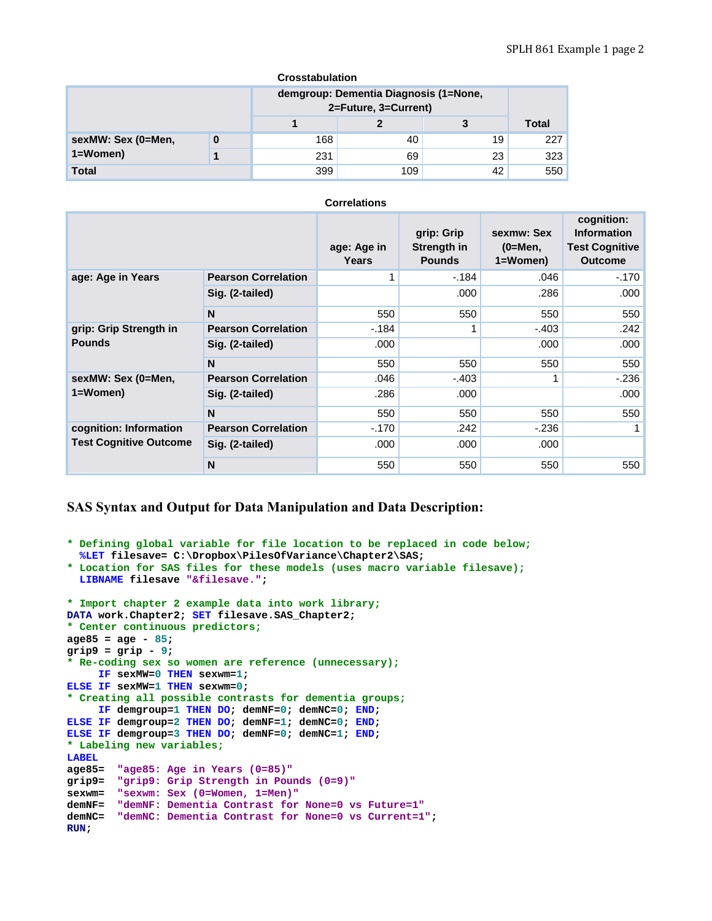**Crosstabulation**

| | | demgroup: Dementia Diagnosis (1=None, 2=Future, 3=Current) | | | Total |
|---|---|---|---|---|---|
| | | 1 | 2 | 3 | |
| sexMW: Sex (0=Men, 1=Women) | 0 | 168 | 40 | 19 | 227 |
| | 1 | 231 | 69 | 23 | 323 |
| Total | | 399 | 109 | 42 | 550 |

**Correlations**

| | | age: Age in Years | grip: Grip Strength in Pounds | sexmw: Sex (0=Men, 1=Women) | cognition: Information Test Cognitive Outcome |
|---|---|---|---|---|---|
| age: Age in Years | Pearson Correlation | 1 | -.184 | .046 | -.170 |
| | Sig. (2-tailed) | | .000 | .286 | .000 |
| | N | 550 | 550 | 550 | 550 |
| grip: Grip Strength in Pounds | Pearson Correlation | -.184 | 1 | -.403 | .242 |
| | Sig. (2-tailed) | .000 | | .000 | .000 |
| | N | 550 | 550 | 550 | 550 |
| sexMW: Sex (0=Men, 1=Women) | Pearson Correlation | .046 | -.403 | 1 | -.236 |
| | Sig. (2-tailed) | .286 | .000 | | .000 |
| | N | 550 | 550 | 550 | 550 |
| cognition: Information Test Cognitive Outcome | Pearson Correlation | -.170 | .242 | -.236 | 1 |
| | Sig. (2-tailed) | .000 | .000 | .000 | |
| | N | 550 | 550 | 550 | 550 |

## SAS Syntax and Output for Data Manipulation and Data Description:

```
* Defining global variable for file location to be replaced in code below;
  %LET filesave= C:\Dropbox\PilesOfVariance\Chapter2\SAS;
* Location for SAS files for these models (uses macro variable filesave);
  LIBNAME filesave "&filesave.";

* Import chapter 2 example data into work library;
DATA work.Chapter2; SET filesave.SAS_Chapter2;
* Center continuous predictors;
age85 = age - 85;
grip9 = grip - 9;
* Re-coding sex so women are reference (unnecessary);
     IF sexMW=0 THEN sexwm=1;
ELSE IF sexMW=1 THEN sexwm=0;
* Creating all possible contrasts for dementia groups;
     IF demgroup=1 THEN DO; demNF=0; demNC=0; END;
ELSE IF demgroup=2 THEN DO; demNF=1; demNC=0; END;
ELSE IF demgroup=3 THEN DO; demNF=0; demNC=1; END;
* Labeling new variables;
LABEL
age85=  "age85: Age in Years (0=85)"
grip9=  "grip9: Grip Strength in Pounds (0=9)"
sexwm=  "sexwm: Sex (0=Women, 1=Men)"
demNF=  "demNF: Dementia Contrast for None=0 vs Future=1"
demNC=  "demNC: Dementia Contrast for None=0 vs Current=1";
RUN;
```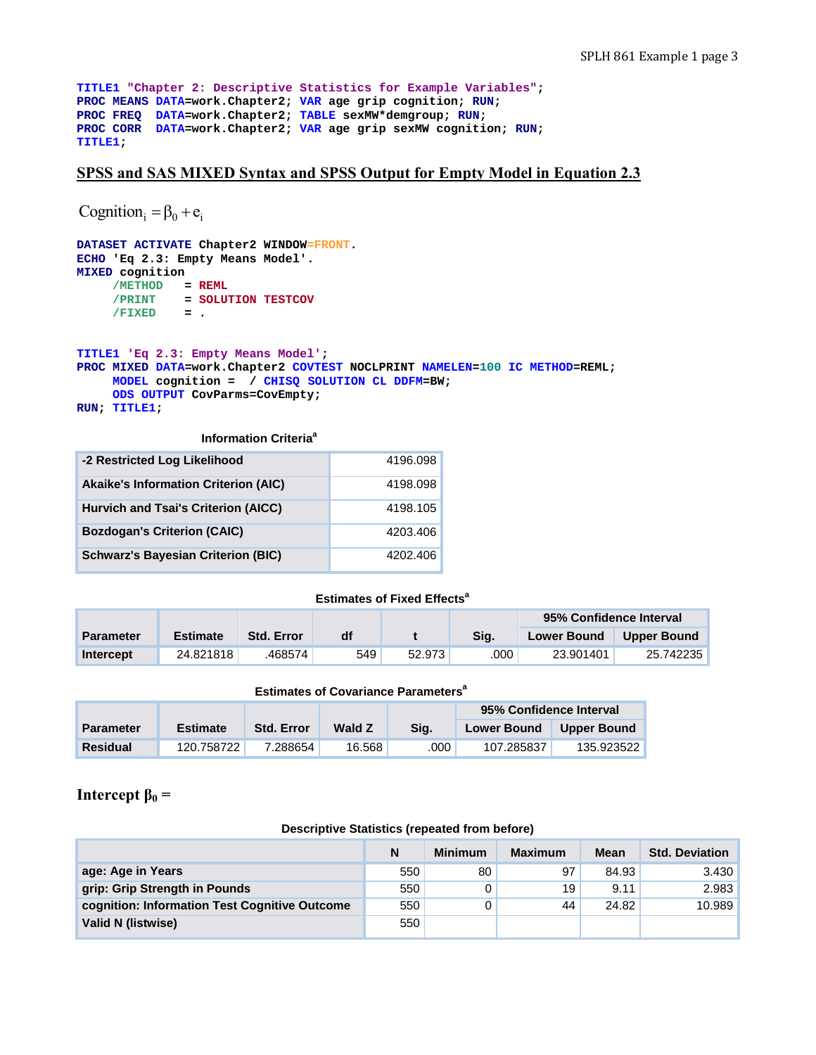```
TITLE1 "Chapter 2: Descriptive Statistics for Example Variables";
PROC MEANS DATA=work.Chapter2; VAR age grip cognition; RUN;
PROC FREQ  DATA=work.Chapter2; TABLE sexMW*demgroup; RUN;
PROC CORR  DATA=work.Chapter2; VAR age grip sexMW cognition; RUN;
TITLE1;
```

## SPSS and SAS MIXED Syntax and SPSS Output for Empty Model in Equation 2.3

$$\text{Cognition}_i = \beta_0 + e_i$$

```
DATASET ACTIVATE Chapter2 WINDOW=FRONT.
ECHO 'Eq 2.3: Empty Means Model'.
MIXED cognition
     /METHOD   = REML
     /PRINT    = SOLUTION TESTCOV
     /FIXED    = .
```

```
TITLE1 'Eq 2.3: Empty Means Model';
PROC MIXED DATA=work.Chapter2 COVTEST NOCLPRINT NAMELEN=100 IC METHOD=REML;
     MODEL cognition =  / CHISQ SOLUTION CL DDFM=BW;
     ODS OUTPUT CovParms=CovEmpty;
RUN; TITLE1;
```

**Information Criteria**[a]

| | |
|---|---|
| -2 Restricted Log Likelihood | 4196.098 |
| Akaike's Information Criterion (AIC) | 4198.098 |
| Hurvich and Tsai's Criterion (AICC) | 4198.105 |
| Bozdogan's Criterion (CAIC) | 4203.406 |
| Schwarz's Bayesian Criterion (BIC) | 4202.406 |

**Estimates of Fixed Effects**[a]

| | | | | | | 95% Confidence Interval | |
|---|---|---|---|---|---|---|---|
| Parameter | Estimate | Std. Error | df | t | Sig. | Lower Bound | Upper Bound |
| Intercept | 24.821818 | .468574 | 549 | 52.973 | .000 | 23.901401 | 25.742235 |

**Estimates of Covariance Parameters**[a]

| | | | | | 95% Confidence Interval | |
|---|---|---|---|---|---|---|
| Parameter | Estimate | Std. Error | Wald Z | Sig. | Lower Bound | Upper Bound |
| Residual | 120.758722 | 7.288654 | 16.568 | .000 | 107.285837 | 135.923522 |

**Intercept $\beta_0$ =**

**Descriptive Statistics (repeated from before)**

| | N | Minimum | Maximum | Mean | Std. Deviation |
|---|---|---|---|---|---|
| age: Age in Years | 550 | 80 | 97 | 84.93 | 3.430 |
| grip: Grip Strength in Pounds | 550 | 0 | 19 | 9.11 | 2.983 |
| cognition: Information Test Cognitive Outcome | 550 | 0 | 44 | 24.82 | 10.989 |
| Valid N (listwise) | 550 | | | | |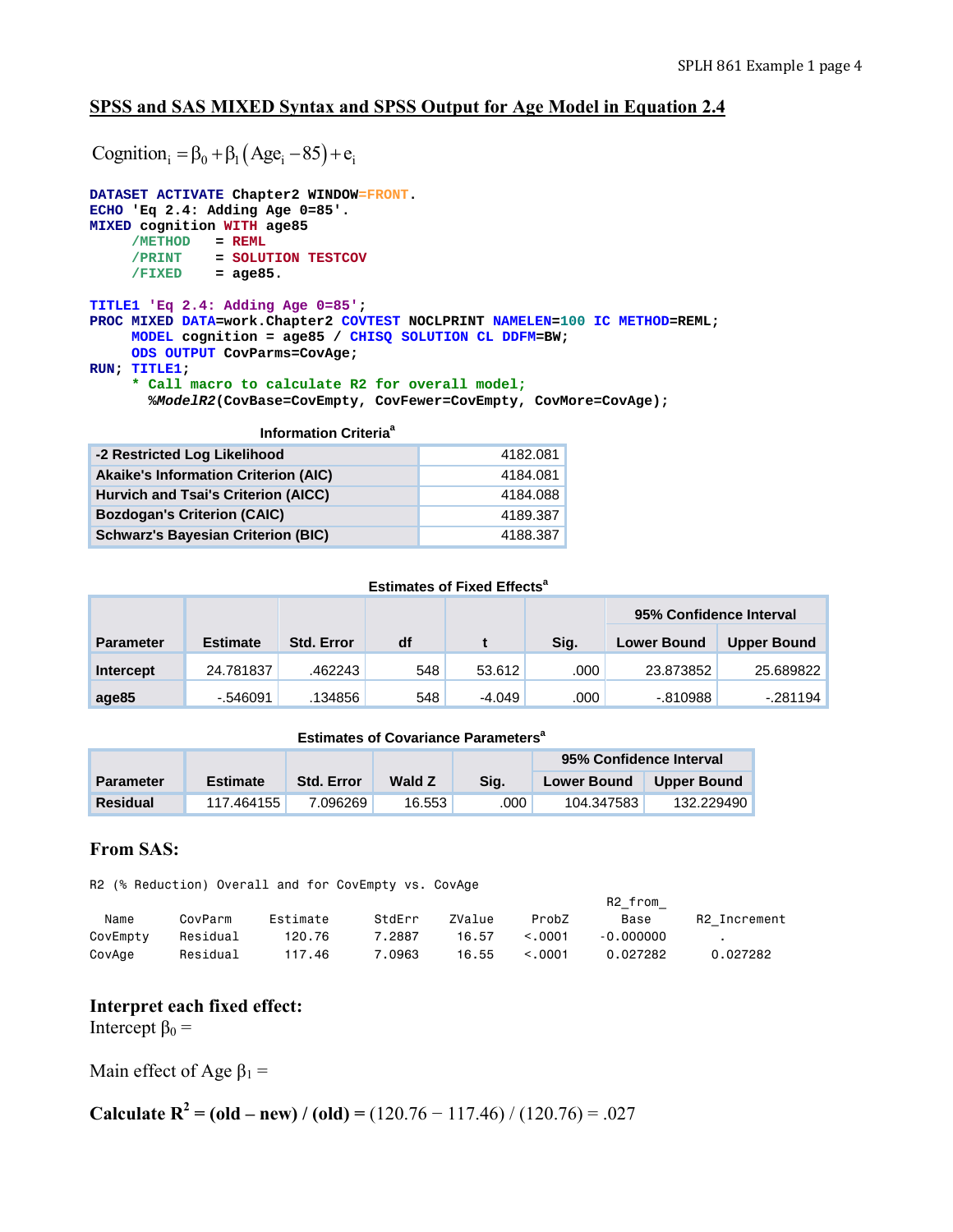## SPSS and SAS MIXED Syntax and SPSS Output for Age Model in Equation 2.4

$$\text{Cognition}_i = \beta_0 + \beta_1(\text{Age}_i - 85) + e_i$$

```
DATASET ACTIVATE Chapter2 WINDOW=FRONT.
ECHO 'Eq 2.4: Adding Age 0=85'.
MIXED cognition WITH age85
     /METHOD    = REML
     /PRINT     = SOLUTION TESTCOV
     /FIXED     = age85.

TITLE1 'Eq 2.4: Adding Age 0=85';
PROC MIXED DATA=work.Chapter2 COVTEST NOCLPRINT NAMELEN=100 IC METHOD=REML;
     MODEL cognition = age85 / CHISQ SOLUTION CL DDFM=BW;
     ODS OUTPUT CovParms=CovAge;
RUN; TITLE1;
     * Call macro to calculate R2 for overall model;
       %ModelR2(CovBase=CovEmpty, CovFewer=CovEmpty, CovMore=CovAge);
```

**Information Criteria**[a]

| | |
|---|---|
| -2 Restricted Log Likelihood | 4182.081 |
| Akaike's Information Criterion (AIC) | 4184.081 |
| Hurvich and Tsai's Criterion (AICC) | 4184.088 |
| Bozdogan's Criterion (CAIC) | 4189.387 |
| Schwarz's Bayesian Criterion (BIC) | 4188.387 |

**Estimates of Fixed Effects**[a]

| Parameter | Estimate | Std. Error | df | t | Sig. | 95% Confidence Interval | |
|---|---|---|---|---|---|---|---|
| | | | | | | Lower Bound | Upper Bound |
| Intercept | 24.781837 | .462243 | 548 | 53.612 | .000 | 23.873852 | 25.689822 |
| age85 | -.546091 | .134856 | 548 | -4.049 | .000 | -.810988 | -.281194 |

**Estimates of Covariance Parameters**[a]

| Parameter | Estimate | Std. Error | Wald Z | Sig. | 95% Confidence Interval | |
|---|---|---|---|---|---|---|
| | | | | | Lower Bound | Upper Bound |
| Residual | 117.464155 | 7.096269 | 16.553 | .000 | 104.347583 | 132.229490 |

### From SAS:

```
R2 (% Reduction) Overall and for CovEmpty vs. CovAge
                                                                R2_from_
  Name      CovParm     Estimate     StdErr    ZValue    ProbZ      Base      R2_Increment
CovEmpty    Residual     120.76      7.2887    16.57    <.0001   -0.000000         .
CovAge      Residual     117.46      7.0963    16.55    <.0001    0.027282     0.027282
```

### Interpret each fixed effect:

Intercept $\beta_0$ =

Main effect of Age $\beta_1$ =

**Calculate $R^2$ = (old – new) / (old) =** (120.76 − 117.46) / (120.76) = .027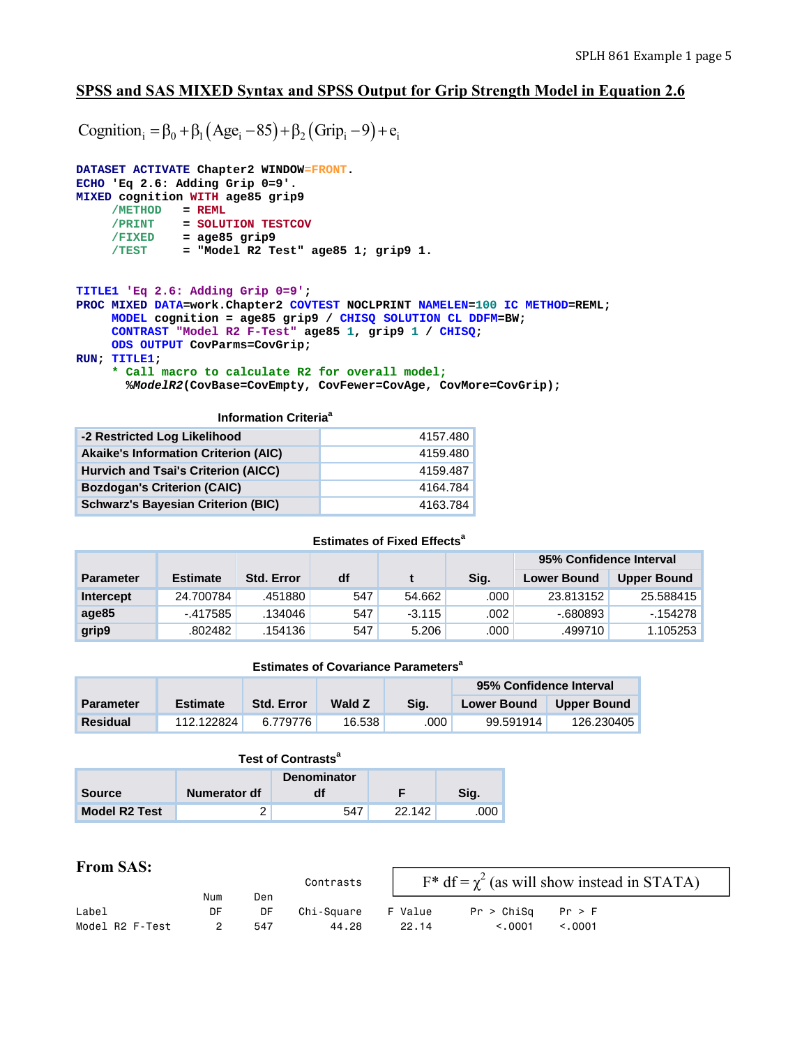## SPSS and SAS MIXED Syntax and SPSS Output for Grip Strength Model in Equation 2.6

$$\text{Cognition}_i = \beta_0 + \beta_1(\text{Age}_i - 85) + \beta_2(\text{Grip}_i - 9) + e_i$$

```
DATASET ACTIVATE Chapter2 WINDOW=FRONT.
ECHO 'Eq 2.6: Adding Grip 0=9'.
MIXED cognition WITH age85 grip9
      /METHOD   = REML
      /PRINT    = SOLUTION TESTCOV
      /FIXED    = age85 grip9
      /TEST     = "Model R2 Test" age85 1; grip9 1.


TITLE1 'Eq 2.6: Adding Grip 0=9';
PROC MIXED DATA=work.Chapter2 COVTEST NOCLPRINT NAMELEN=100 IC METHOD=REML;
     MODEL cognition = age85 grip9 / CHISQ SOLUTION CL DDFM=BW;
     CONTRAST "Model R2 F-Test" age85 1, grip9 1 / CHISQ;
     ODS OUTPUT CovParms=CovGrip;
RUN; TITLE1;
     * Call macro to calculate R2 for overall model;
       %ModelR2(CovBase=CovEmpty, CovFewer=CovAge, CovMore=CovGrip);
```

**Information Criteria**[a]

| | |
|---|---|
| -2 Restricted Log Likelihood | 4157.480 |
| Akaike's Information Criterion (AIC) | 4159.480 |
| Hurvich and Tsai's Criterion (AICC) | 4159.487 |
| Bozdogan's Criterion (CAIC) | 4164.784 |
| Schwarz's Bayesian Criterion (BIC) | 4163.784 |

**Estimates of Fixed Effects**[a]

| Parameter | Estimate | Std. Error | df | t | Sig. | 95% Confidence Interval | |
|---|---|---|---|---|---|---|---|
| | | | | | | Lower Bound | Upper Bound |
| Intercept | 24.700784 | .451880 | 547 | 54.662 | .000 | 23.813152 | 25.588415 |
| age85 | -.417585 | .134046 | 547 | -3.115 | .002 | -.680893 | -.154278 |
| grip9 | .802482 | .154136 | 547 | 5.206 | .000 | .499710 | 1.105253 |

**Estimates of Covariance Parameters**[a]

| Parameter | Estimate | Std. Error | Wald Z | Sig. | 95% Confidence Interval | |
|---|---|---|---|---|---|---|
| | | | | | Lower Bound | Upper Bound |
| Residual | 112.122824 | 6.779776 | 16.538 | .000 | 99.591914 | 126.230405 |

**Test of Contrasts**[a]

| Source | Numerator df | Denominator df | F | Sig. |
|---|---|---|---|---|
| Model R2 Test | 2 | 547 | 22.142 | .000 |

**From SAS:**

$F^* df = \chi^2$ (as will show instead in STATA)

```
                                     Contrasts
                      Num      Den
Label                  DF       DF    Chi-Square    F Value    Pr > ChiSq    Pr > F
Model R2 F-Test         2      547         44.28      22.14        <.0001    <.0001
```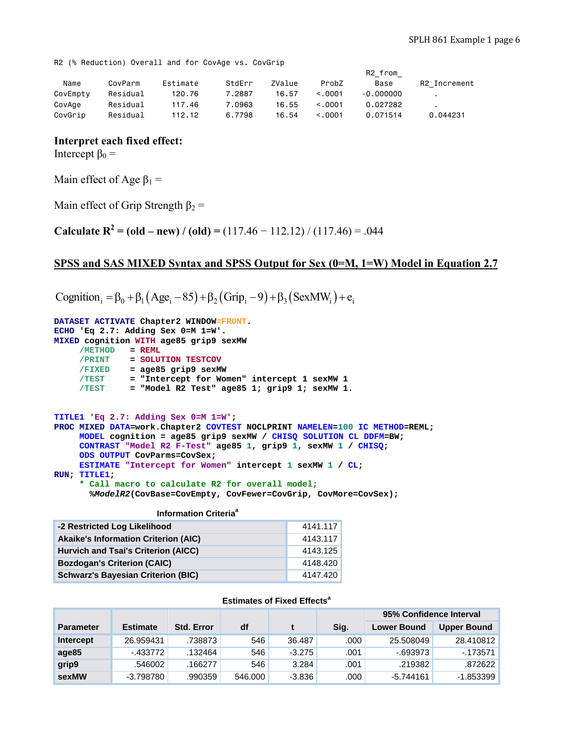```
R2 (% Reduction) Overall and for CovAge vs. CovGrip
                                                                        R2_from_
  Name      CovParm      Estimate      StdErr    ZValue      ProbZ        Base      R2_Increment
CovEmpty    Residual      120.76       7.2887     16.57     <.0001     -0.000000          .
CovAge      Residual      117.46       7.0963     16.55     <.0001      0.027282          .
CovGrip     Residual      112.12       6.7798     16.54     <.0001      0.071514      0.044231
```

**Interpret each fixed effect:**

Intercept $\beta_0$ =

Main effect of Age $\beta_1$ =

Main effect of Grip Strength $\beta_2$ =

**Calculate $R^2$ = (old – new) / (old) =** (117.46 − 112.12) / (117.46) = .044

## SPSS and SAS MIXED Syntax and SPSS Output for Sex (0=M, 1=W) Model in Equation 2.7

$$\text{Cognition}_i = \beta_0 + \beta_1(\text{Age}_i - 85) + \beta_2(\text{Grip}_i - 9) + \beta_3(\text{SexMW}_i) + e_i$$

```
DATASET ACTIVATE Chapter2 WINDOW=FRONT.
ECHO 'Eq 2.7: Adding Sex 0=M 1=W'.
MIXED cognition WITH age85 grip9 sexMW
     /METHOD    = REML
     /PRINT     = SOLUTION TESTCOV
     /FIXED     = age85 grip9 sexMW
     /TEST      = "Intercept for Women" intercept 1 sexMW 1
     /TEST      = "Model R2 Test" age85 1; grip9 1; sexMW 1.
```

```
TITLE1 'Eq 2.7: Adding Sex 0=M 1=W';
PROC MIXED DATA=work.Chapter2 COVTEST NOCLPRINT NAMELEN=100 IC METHOD=REML;
     MODEL cognition = age85 grip9 sexMW / CHISQ SOLUTION CL DDFM=BW;
     CONTRAST "Model R2 F-Test" age85 1, grip9 1, sexMW 1 / CHISQ;
     ODS OUTPUT CovParms=CovSex;
     ESTIMATE "Intercept for Women" intercept 1 sexMW 1 / CL;
RUN; TITLE1;
     * Call macro to calculate R2 for overall model;
       %ModelR2(CovBase=CovEmpty, CovFewer=CovGrip, CovMore=CovSex);
```

**Information Criteria**[a]

| | |
|---|---|
| -2 Restricted Log Likelihood | 4141.117 |
| Akaike's Information Criterion (AIC) | 4143.117 |
| Hurvich and Tsai's Criterion (AICC) | 4143.125 |
| Bozdogan's Criterion (CAIC) | 4148.420 |
| Schwarz's Bayesian Criterion (BIC) | 4147.420 |

**Estimates of Fixed Effects**[a]

| Parameter | Estimate | Std. Error | df | t | Sig. | 95% Confidence Interval Lower Bound | 95% Confidence Interval Upper Bound |
|---|---|---|---|---|---|---|---|
| Intercept | 26.959431 | .738873 | 546 | 36.487 | .000 | 25.508049 | 28.410812 |
| age85 | -.433772 | .132464 | 546 | -3.275 | .001 | -.693973 | -.173571 |
| grip9 | .546002 | .166277 | 546 | 3.284 | .001 | .219382 | .872622 |
| sexMW | -3.798780 | .990359 | 546.000 | -3.836 | .000 | -5.744161 | -1.853399 |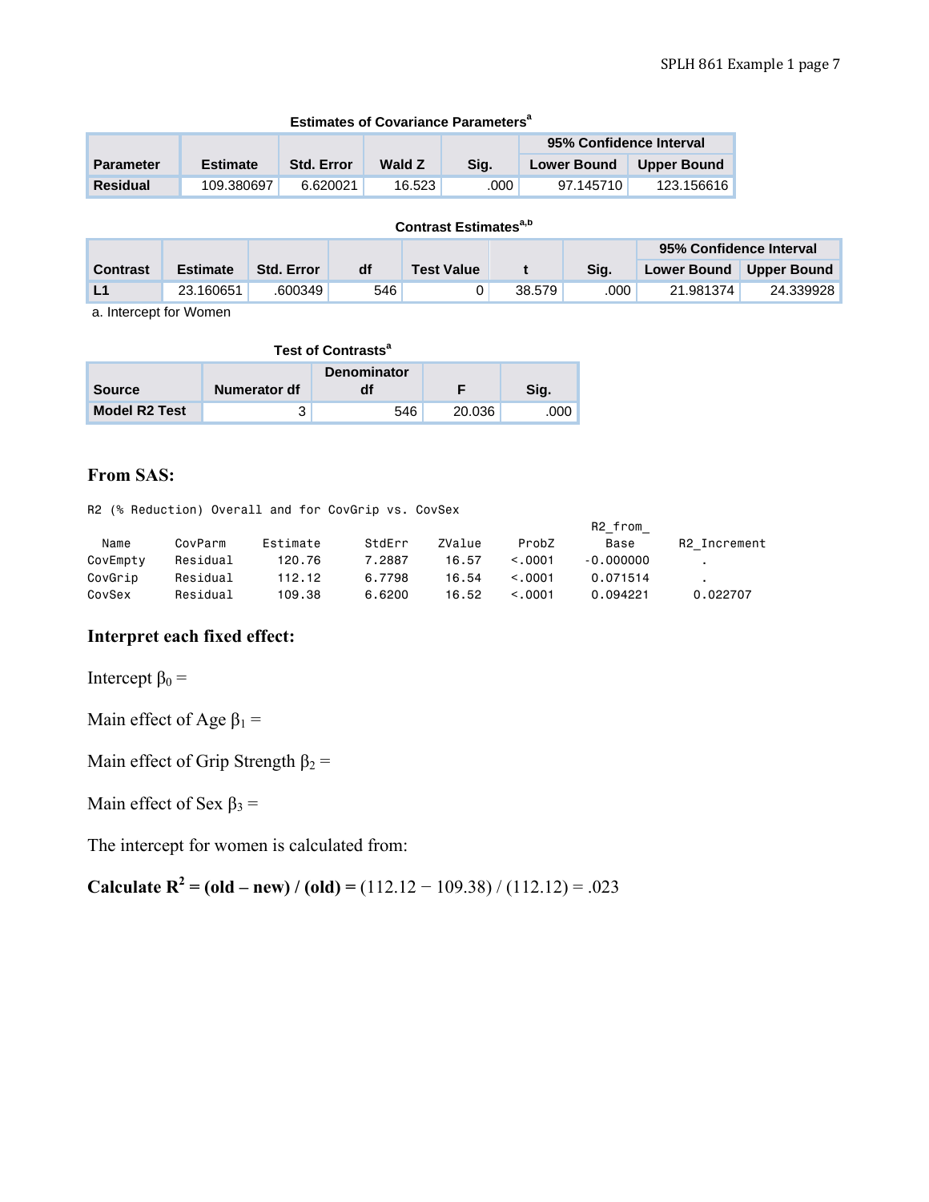**Estimates of Covariance Parameters**[a]

| Parameter | Estimate | Std. Error | Wald Z | Sig. | 95% Confidence Interval | |
|---|---|---|---|---|---|---|
| | | | | | Lower Bound | Upper Bound |
| Residual | 109.380697 | 6.620021 | 16.523 | .000 | 97.145710 | 123.156616 |

**Contrast Estimates**[a,b]

| Contrast | Estimate | Std. Error | df | Test Value | t | Sig. | 95% Confidence Interval | |
|---|---|---|---|---|---|---|---|---|
| | | | | | | | Lower Bound | Upper Bound |
| L1 | 23.160651 | .600349 | 546 | 0 | 38.579 | .000 | 21.981374 | 24.339928 |

a. Intercept for Women

**Test of Contrasts**[a]

| Source | Numerator df | Denominator df | F | Sig. |
|---|---|---|---|---|
| Model R2 Test | 3 | 546 | 20.036 | .000 |

## From SAS:

```
R2 (% Reduction) Overall and for CovGrip vs. CovSex
                                                                R2_from_
  Name       CovParm      Estimate      StdErr    ZValue    ProbZ       Base      R2_Increment
CovEmpty   Residual       120.76       7.2887     16.57    <.0001    -0.000000         .
CovGrip    Residual       112.12       6.7798     16.54    <.0001     0.071514         .
CovSex     Residual       109.38       6.6200     16.52    <.0001     0.094221      0.022707
```

## Interpret each fixed effect:

Intercept $\beta_0$ =

Main effect of Age $\beta_1$ =

Main effect of Grip Strength $\beta_2$ =

Main effect of Sex $\beta_3$ =

The intercept for women is calculated from:

**Calculate $R^2$ = (old – new) / (old) =** (112.12 − 109.38) / (112.12) = .023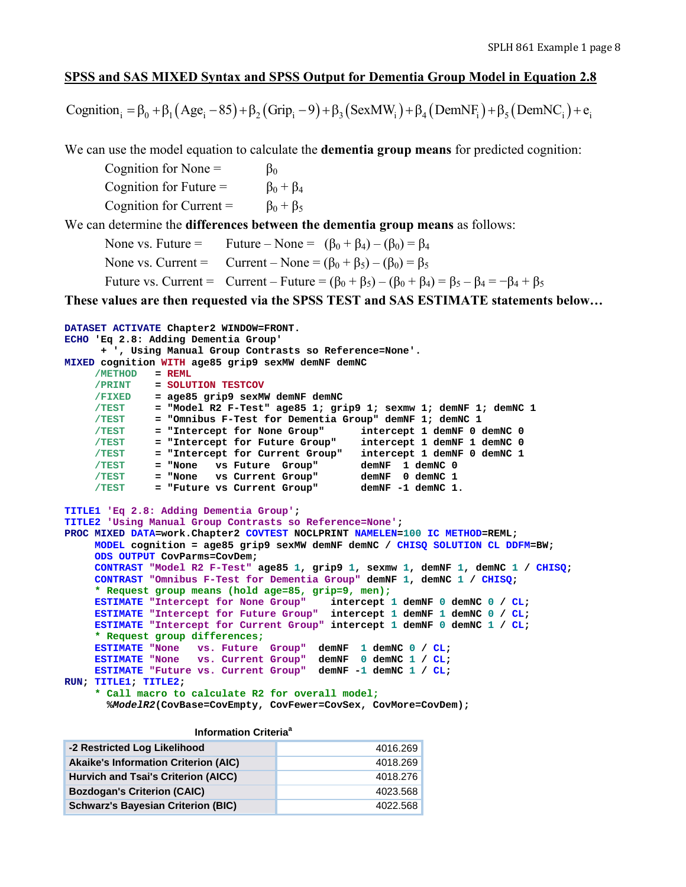## SPSS and SAS MIXED Syntax and SPSS Output for Dementia Group Model in Equation 2.8

$$\text{Cognition}_i = \beta_0 + \beta_1(\text{Age}_i - 85) + \beta_2(\text{Grip}_i - 9) + \beta_3(\text{SexMW}_i) + \beta_4(\text{DemNF}_i) + \beta_5(\text{DemNC}_i) + e_i$$

We can use the model equation to calculate the **dementia group means** for predicted cognition:

- Cognition for None = $\beta_0$
- Cognition for Future = $\beta_0 + \beta_4$
- Cognition for Current = $\beta_0 + \beta_5$

We can determine the **differences between the dementia group means** as follows:

- None vs. Future = Future – None = $(\beta_0 + \beta_4) - (\beta_0) = \beta_4$
- None vs. Current = Current – None = $(\beta_0 + \beta_5) - (\beta_0) = \beta_5$
- Future vs. Current = Current – Future = $(\beta_0 + \beta_5) - (\beta_0 + \beta_4) = \beta_5 - \beta_4 = -\beta_4 + \beta_5$

**These values are then requested via the SPSS TEST and SAS ESTIMATE statements below…**

```
DATASET ACTIVATE Chapter2 WINDOW=FRONT.
ECHO 'Eq 2.8: Adding Dementia Group'
      + ', Using Manual Group Contrasts so Reference=None'.
MIXED cognition WITH age85 grip9 sexMW demNF demNC
     /METHOD   = REML
     /PRINT    = SOLUTION TESTCOV
     /FIXED    = age85 grip9 sexMW demNF demNC
     /TEST     = "Model R2 F-Test" age85 1; grip9 1; sexmw 1; demNF 1; demNC 1
     /TEST     = "Omnibus F-Test for Dementia Group" demNF 1; demNC 1
     /TEST     = "Intercept for None Group"      intercept 1 demNF 0 demNC 0
     /TEST     = "Intercept for Future Group"    intercept 1 demNF 1 demNC 0
     /TEST     = "Intercept for Current Group"   intercept 1 demNF 0 demNC 1
     /TEST     = "None   vs Future  Group"       demNF  1 demNC 0
     /TEST     = "None   vs Current Group"       demNF  0 demNC 1
     /TEST     = "Future vs Current Group"       demNF -1 demNC 1.

TITLE1 'Eq 2.8: Adding Dementia Group';
TITLE2 'Using Manual Group Contrasts so Reference=None';
PROC MIXED DATA=work.Chapter2 COVTEST NOCLPRINT NAMELEN=100 IC METHOD=REML;
     MODEL cognition = age85 grip9 sexMW demNF demNC / CHISQ SOLUTION CL DDFM=BW;
     ODS OUTPUT CovParms=CovDem;
     CONTRAST "Model R2 F-Test" age85 1, grip9 1, sexmw 1, demNF 1, demNC 1 / CHISQ;
     CONTRAST "Omnibus F-Test for Dementia Group" demNF 1, demNC 1 / CHISQ;
     * Request group means (hold age=85, grip=9, men);
     ESTIMATE "Intercept for None Group"    intercept 1 demNF 0 demNC 0 / CL;
     ESTIMATE "Intercept for Future Group"  intercept 1 demNF 1 demNC 0 / CL;
     ESTIMATE "Intercept for Current Group" intercept 1 demNF 0 demNC 1 / CL;
     * Request group differences;
     ESTIMATE "None   vs. Future  Group"  demNF  1 demNC 0 / CL;
     ESTIMATE "None   vs. Current Group"  demNF  0 demNC 1 / CL;
     ESTIMATE "Future vs. Current Group"  demNF -1 demNC 1 / CL;
RUN; TITLE1; TITLE2;
     * Call macro to calculate R2 for overall model;
       %ModelR2(CovBase=CovEmpty, CovFewer=CovSex, CovMore=CovDem);
```

**Information Criteria**[a]

| | |
|---|---|
| -2 Restricted Log Likelihood | 4016.269 |
| Akaike's Information Criterion (AIC) | 4018.269 |
| Hurvich and Tsai's Criterion (AICC) | 4018.276 |
| Bozdogan's Criterion (CAIC) | 4023.568 |
| Schwarz's Bayesian Criterion (BIC) | 4022.568 |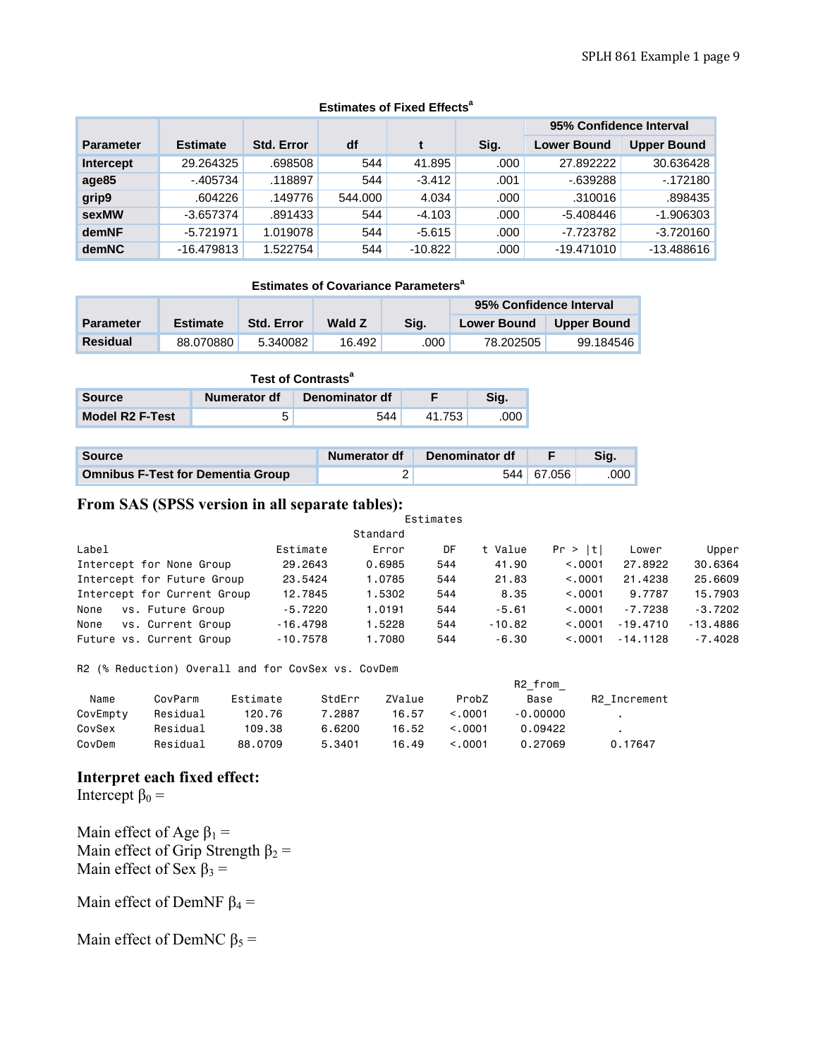**Estimates of Fixed Effects[a]**

| Parameter | Estimate | Std. Error | df | t | Sig. | 95% Confidence Interval | |
|---|---|---|---|---|---|---|---|
| | | | | | | Lower Bound | Upper Bound |
| Intercept | 29.264325 | .698508 | 544 | 41.895 | .000 | 27.892222 | 30.636428 |
| age85 | -.405734 | .118897 | 544 | -3.412 | .001 | -.639288 | -.172180 |
| grip9 | .604226 | .149776 | 544.000 | 4.034 | .000 | .310016 | .898435 |
| sexMW | -3.657374 | .891433 | 544 | -4.103 | .000 | -5.408446 | -1.906303 |
| demNF | -5.721971 | 1.019078 | 544 | -5.615 | .000 | -7.723782 | -3.720160 |
| demNC | -16.479813 | 1.522754 | 544 | -10.822 | .000 | -19.471010 | -13.488616 |

**Estimates of Covariance Parameters[a]**

| Parameter | Estimate | Std. Error | Wald Z | Sig. | 95% Confidence Interval | |
|---|---|---|---|---|---|---|
| | | | | | Lower Bound | Upper Bound |
| Residual | 88.070880 | 5.340082 | 16.492 | .000 | 78.202505 | 99.184546 |

**Test of Contrasts[a]**

| Source | Numerator df | Denominator df | F | Sig. |
|---|---|---|---|---|
| Model R2 F-Test | 5 | 544 | 41.753 | .000 |

| Source | Numerator df | Denominator df | F | Sig. |
|---|---|---|---|---|
| Omnibus F-Test for Dementia Group | 2 | 544 | 67.056 | .000 |

**From SAS (SPSS version in all separate tables):**

```
                                             Estimates
                                         Standard
Label                         Estimate      Error      DF    t Value    Pr > |t|     Lower      Upper
Intercept for None Group       29.2643     0.6985     544      41.90      <.0001   27.8922    30.6364
Intercept for Future Group     23.5424     1.0785     544      21.83      <.0001   21.4238    25.6609
Intercept for Current Group    12.7845     1.5302     544       8.35      <.0001    9.7787    15.7903
None   vs. Future Group        -5.7220     1.0191     544      -5.61      <.0001   -7.7238    -3.7202
None   vs. Current Group      -16.4798     1.5228     544     -10.82      <.0001  -19.4710   -13.4886
Future vs. Current Group      -10.7578     1.7080     544      -6.30      <.0001  -14.1128    -7.4028

R2 (% Reduction) Overall and for CovSex vs. CovDem
                                                                  R2_from_
Name        CovParm     Estimate     StdErr    ZValue     ProbZ       Base      R2_Increment
CovEmpty    Residual      120.76     7.2887     16.57    <.0001   -0.00000             .
CovSex      Residual      109.38     6.6200     16.52    <.0001    0.09422             .
CovDem      Residual     88.0709     5.3401     16.49    <.0001    0.27069        0.17647
```

**Interpret each fixed effect:**

Intercept $\beta_0$ =

Main effect of Age $\beta_1$ =

Main effect of Grip Strength $\beta_2$ =

Main effect of Sex $\beta_3$ =

Main effect of DemNF $\beta_4$ =

Main effect of DemNC $\beta_5$ =